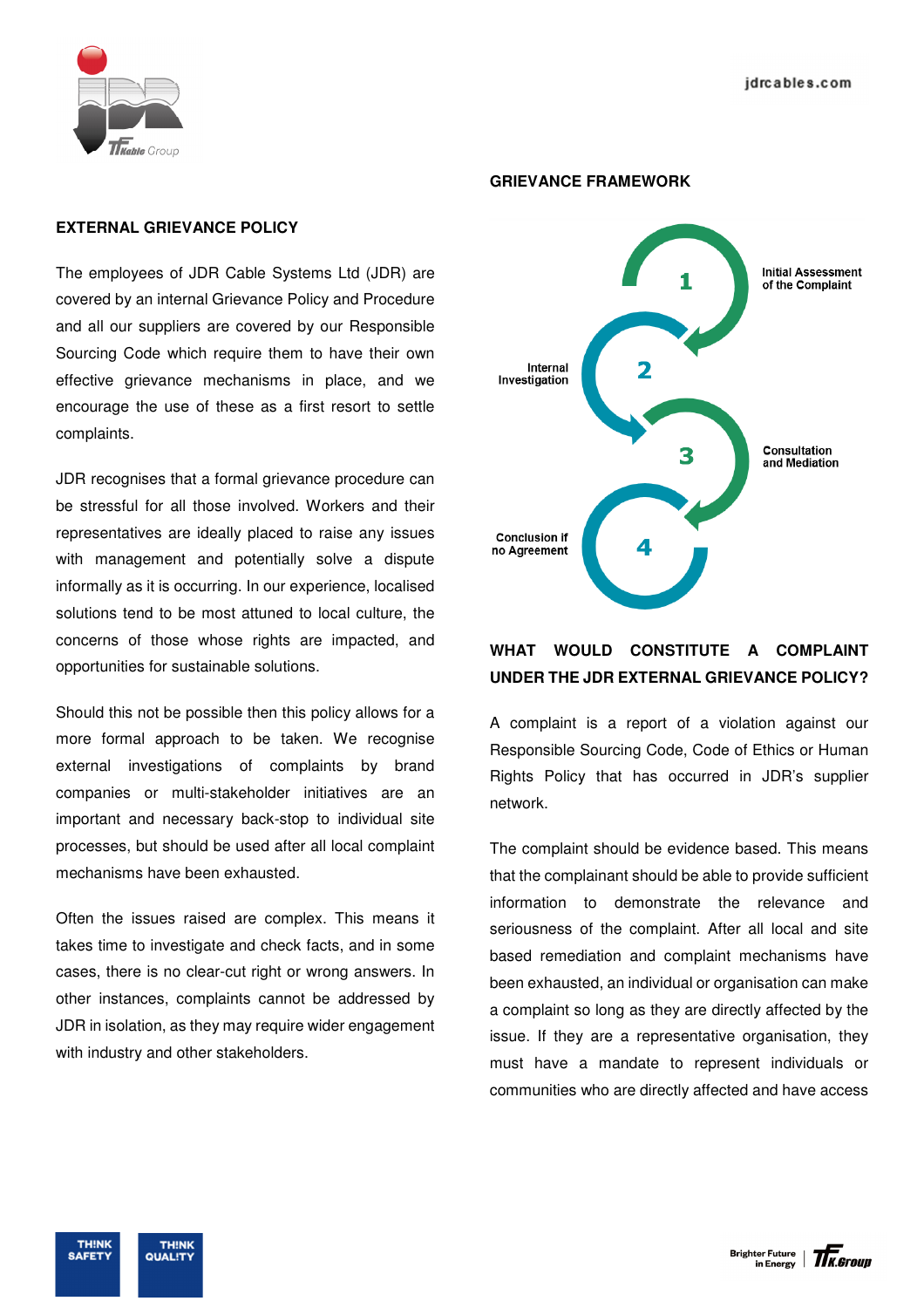## EXTERNAL GRIEVANCE POLICY

The employees of JDR Cable Systems Ltd (JDR) are covered by an internal Grievance Policy and Procedure and all our suppliers are covered by our Responsible Sourcing Code which require them to have their own effective grievance mechanisms in place, and we encourage the use of these as a first resort to settle complaints.

JDR recognises that a formal grievance procedure can be stressful for all those involved. Workers and their representatives are ideally placed to raise any issues with management and potentially solve a dispute informally as it is occurring. In our experience, localised solutions tend to be most attuned to local culture, the concerns of those whose rights are impacted, and opportunities for sustainable solutions.

Should this not be possible then this policy allows for a more formal approach to be taken. We recognise external investigations of complaints by brand companies or multi-stakeholder initiatives are an important and necessary back-stop to individual site processes, but should be used after all local complaint mechanisms have been exhausted.

Often the issues raised are complex. This means it takes time to investigate and check facts, and in some cases, there is no clear-cut right or wrong answers. In other instances, complaints cannot be addressed by JDR in isolation, as they may require wider engagement with industry and other stakeholders.

## GRIEVANCE FRAMEWORK

1. Initial Assessment of the Complaint
2. Internal Investigation
3. Consultation and Mediation
4. Conclusion if no Agreement

## WHAT WOULD CONSTITUTE A COMPLAINT UNDER THE JDR EXTERNAL GRIEVANCE POLICY?

A complaint is a report of a violation against our Responsible Sourcing Code, Code of Ethics or Human Rights Policy that has occurred in JDR's supplier network.

The complaint should be evidence based. This means that the complainant should be able to provide sufficient information to demonstrate the relevance and seriousness of the complaint. After all local and site based remediation and complaint mechanisms have been exhausted, an individual or organisation can make a complaint so long as they are directly affected by the issue. If they are a representative organisation, they must have a mandate to represent individuals or communities who are directly affected and have access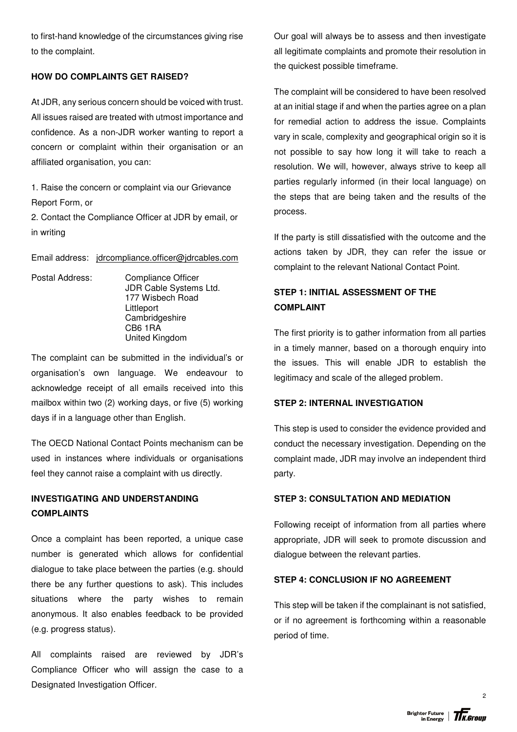to first-hand knowledge of the circumstances giving rise to the complaint.

**HOW DO COMPLAINTS GET RAISED?**

At JDR, any serious concern should be voiced with trust. All issues raised are treated with utmost importance and confidence. As a non-JDR worker wanting to report a concern or complaint within their organisation or an affiliated organisation, you can:

1. Raise the concern or complaint via our Grievance Report Form, or
2. Contact the Compliance Officer at JDR by email, or in writing

Email address: jdrcompliance.officer@jdrcables.com

Postal Address: Compliance Officer
JDR Cable Systems Ltd.
177 Wisbech Road
Littleport
Cambridgeshire
CB6 1RA
United Kingdom

The complaint can be submitted in the individual's or organisation's own language. We endeavour to acknowledge receipt of all emails received into this mailbox within two (2) working days, or five (5) working days if in a language other than English.

The OECD National Contact Points mechanism can be used in instances where individuals or organisations feel they cannot raise a complaint with us directly.

**INVESTIGATING AND UNDERSTANDING COMPLAINTS**

Once a complaint has been reported, a unique case number is generated which allows for confidential dialogue to take place between the parties (e.g. should there be any further questions to ask). This includes situations where the party wishes to remain anonymous. It also enables feedback to be provided (e.g. progress status).

All complaints raised are reviewed by JDR's Compliance Officer who will assign the case to a Designated Investigation Officer.

Our goal will always be to assess and then investigate all legitimate complaints and promote their resolution in the quickest possible timeframe.

The complaint will be considered to have been resolved at an initial stage if and when the parties agree on a plan for remedial action to address the issue. Complaints vary in scale, complexity and geographical origin so it is not possible to say how long it will take to reach a resolution. We will, however, always strive to keep all parties regularly informed (in their local language) on the steps that are being taken and the results of the process.

If the party is still dissatisfied with the outcome and the actions taken by JDR, they can refer the issue or complaint to the relevant National Contact Point.

**STEP 1: INITIAL ASSESSMENT OF THE COMPLAINT**

The first priority is to gather information from all parties in a timely manner, based on a thorough enquiry into the issues. This will enable JDR to establish the legitimacy and scale of the alleged problem.

**STEP 2: INTERNAL INVESTIGATION**

This step is used to consider the evidence provided and conduct the necessary investigation. Depending on the complaint made, JDR may involve an independent third party.

**STEP 3: CONSULTATION AND MEDIATION**

Following receipt of information from all parties where appropriate, JDR will seek to promote discussion and dialogue between the relevant parties.

**STEP 4: CONCLUSION IF NO AGREEMENT**

This step will be taken if the complainant is not satisfied, or if no agreement is forthcoming within a reasonable period of time.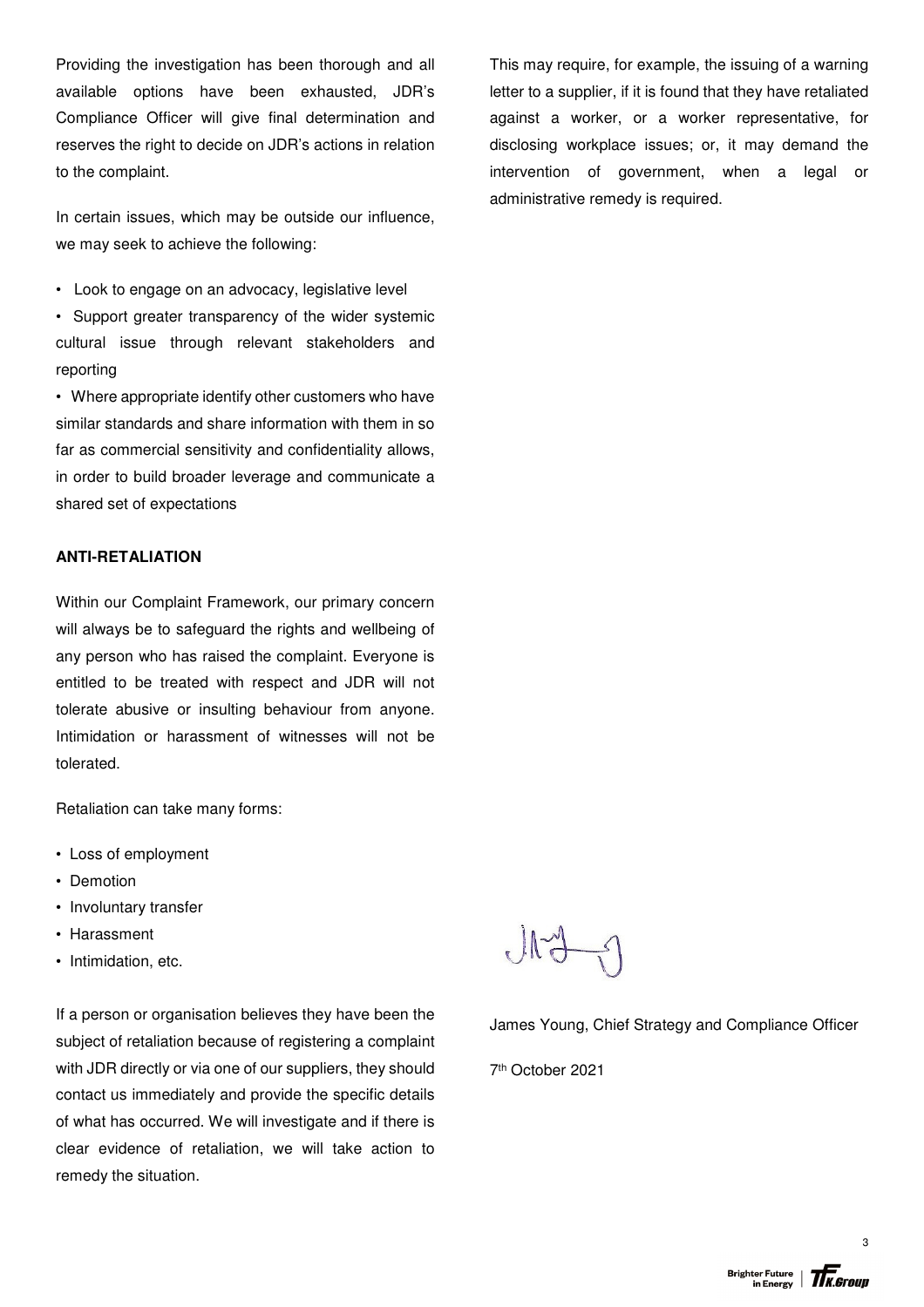Providing the investigation has been thorough and all available options have been exhausted, JDR's Compliance Officer will give final determination and reserves the right to decide on JDR's actions in relation to the complaint.

In certain issues, which may be outside our influence, we may seek to achieve the following:

- Look to engage on an advocacy, legislative level
- Support greater transparency of the wider systemic cultural issue through relevant stakeholders and reporting
- Where appropriate identify other customers who have similar standards and share information with them in so far as commercial sensitivity and confidentiality allows, in order to build broader leverage and communicate a shared set of expectations

**ANTI-RETALIATION**

Within our Complaint Framework, our primary concern will always be to safeguard the rights and wellbeing of any person who has raised the complaint. Everyone is entitled to be treated with respect and JDR will not tolerate abusive or insulting behaviour from anyone. Intimidation or harassment of witnesses will not be tolerated.

Retaliation can take many forms:

- Loss of employment
- Demotion
- Involuntary transfer
- Harassment
- Intimidation, etc.

If a person or organisation believes they have been the subject of retaliation because of registering a complaint with JDR directly or via one of our suppliers, they should contact us immediately and provide the specific details of what has occurred. We will investigate and if there is clear evidence of retaliation, we will take action to remedy the situation.

This may require, for example, the issuing of a warning letter to a supplier, if it is found that they have retaliated against a worker, or a worker representative, for disclosing workplace issues; or, it may demand the intervention of government, when a legal or administrative remedy is required.

James Young, Chief Strategy and Compliance Officer

7th October 2021